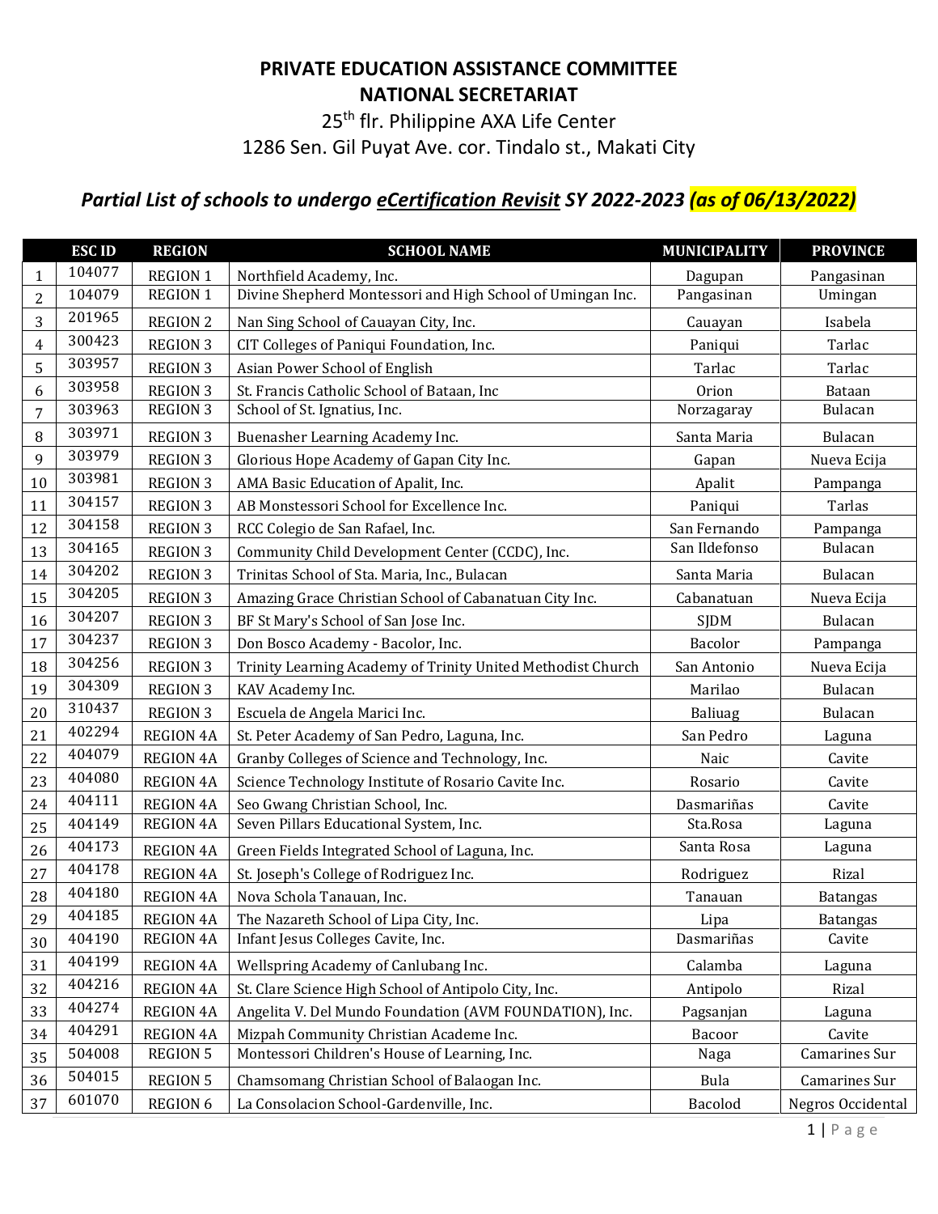# PRIVATE EDUCATION ASSISTANCE COMMITTEE
## NATIONAL SECRETARIAT

25th flr. Philippine AXA Life Center
1286 Sen. Gil Puyat Ave. cor. Tindalo st., Makati City

### *Partial List of schools to undergo eCertification Revisit SY 2022-2023 (as of 06/13/2022)*

| | ESC ID | REGION | SCHOOL NAME | MUNICIPALITY | PROVINCE |
|---|---|---|---|---|---|
| 1 | 104077 | REGION 1 | Northfield Academy, Inc. | Dagupan | Pangasinan |
| 2 | 104079 | REGION 1 | Divine Shepherd Montessori and High School of Umingan Inc. | Pangasinan | Umingan |
| 3 | 201965 | REGION 2 | Nan Sing School of Cauayan City, Inc. | Cauayan | Isabela |
| 4 | 300423 | REGION 3 | CIT Colleges of Paniqui Foundation, Inc. | Paniqui | Tarlac |
| 5 | 303957 | REGION 3 | Asian Power School of English | Tarlac | Tarlac |
| 6 | 303958 | REGION 3 | St. Francis Catholic School of Bataan, Inc | Orion | Bataan |
| 7 | 303963 | REGION 3 | School of St. Ignatius, Inc. | Norzagaray | Bulacan |
| 8 | 303971 | REGION 3 | Buenasher Learning Academy Inc. | Santa Maria | Bulacan |
| 9 | 303979 | REGION 3 | Glorious Hope Academy of Gapan City Inc. | Gapan | Nueva Ecija |
| 10 | 303981 | REGION 3 | AMA Basic Education of Apalit, Inc. | Apalit | Pampanga |
| 11 | 304157 | REGION 3 | AB Monstessori School for Excellence Inc. | Paniqui | Tarlas |
| 12 | 304158 | REGION 3 | RCC Colegio de San Rafael, Inc. | San Fernando | Pampanga |
| 13 | 304165 | REGION 3 | Community Child Development Center (CCDC), Inc. | San Ildefonso | Bulacan |
| 14 | 304202 | REGION 3 | Trinitas School of Sta. Maria, Inc., Bulacan | Santa Maria | Bulacan |
| 15 | 304205 | REGION 3 | Amazing Grace Christian School of Cabanatuan City Inc. | Cabanatuan | Nueva Ecija |
| 16 | 304207 | REGION 3 | BF St Mary's School of San Jose Inc. | SJDM | Bulacan |
| 17 | 304237 | REGION 3 | Don Bosco Academy - Bacolor, Inc. | Bacolor | Pampanga |
| 18 | 304256 | REGION 3 | Trinity Learning Academy of Trinity United Methodist Church | San Antonio | Nueva Ecija |
| 19 | 304309 | REGION 3 | KAV Academy Inc. | Marilao | Bulacan |
| 20 | 310437 | REGION 3 | Escuela de Angela Marici Inc. | Baliuag | Bulacan |
| 21 | 402294 | REGION 4A | St. Peter Academy of San Pedro, Laguna, Inc. | San Pedro | Laguna |
| 22 | 404079 | REGION 4A | Granby Colleges of Science and Technology, Inc. | Naic | Cavite |
| 23 | 404080 | REGION 4A | Science Technology Institute of Rosario Cavite Inc. | Rosario | Cavite |
| 24 | 404111 | REGION 4A | Seo Gwang Christian School, Inc. | Dasmariñas | Cavite |
| 25 | 404149 | REGION 4A | Seven Pillars Educational System, Inc. | Sta.Rosa | Laguna |
| 26 | 404173 | REGION 4A | Green Fields Integrated School of Laguna, Inc. | Santa Rosa | Laguna |
| 27 | 404178 | REGION 4A | St. Joseph's College of Rodriguez Inc. | Rodriguez | Rizal |
| 28 | 404180 | REGION 4A | Nova Schola Tanauan, Inc. | Tanauan | Batangas |
| 29 | 404185 | REGION 4A | The Nazareth School of Lipa City, Inc. | Lipa | Batangas |
| 30 | 404190 | REGION 4A | Infant Jesus Colleges Cavite, Inc. | Dasmariñas | Cavite |
| 31 | 404199 | REGION 4A | Wellspring Academy of Canlubang Inc. | Calamba | Laguna |
| 32 | 404216 | REGION 4A | St. Clare Science High School of Antipolo City, Inc. | Antipolo | Rizal |
| 33 | 404274 | REGION 4A | Angelita V. Del Mundo Foundation (AVM FOUNDATION), Inc. | Pagsanjan | Laguna |
| 34 | 404291 | REGION 4A | Mizpah Community Christian Academe Inc. | Bacoor | Cavite |
| 35 | 504008 | REGION 5 | Montessori Children's House of Learning, Inc. | Naga | Camarines Sur |
| 36 | 504015 | REGION 5 | Chamsomang Christian School of Balaogan Inc. | Bula | Camarines Sur |
| 37 | 601070 | REGION 6 | La Consolacion School-Gardenville, Inc. | Bacolod | Negros Occidental |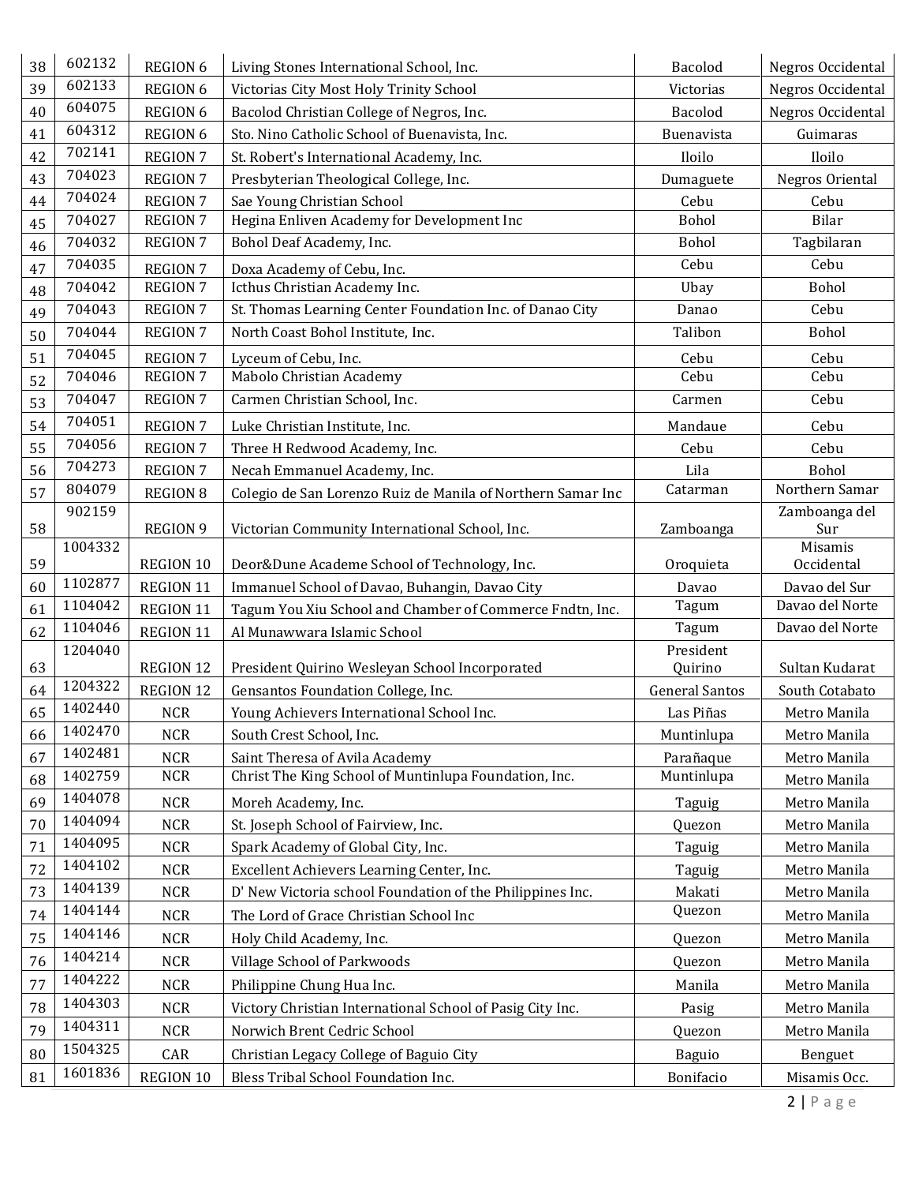| 38 | 602132 | REGION 6 | Living Stones International School, Inc. | Bacolod | Negros Occidental |
|---|---|---|---|---|---|
| 39 | 602133 | REGION 6 | Victorias City Most Holy Trinity School | Victorias | Negros Occidental |
| 40 | 604075 | REGION 6 | Bacolod Christian College of Negros, Inc. | Bacolod | Negros Occidental |
| 41 | 604312 | REGION 6 | Sto. Nino Catholic School of Buenavista, Inc. | Buenavista | Guimaras |
| 42 | 702141 | REGION 7 | St. Robert's International Academy, Inc. | Iloilo | Iloilo |
| 43 | 704023 | REGION 7 | Presbyterian Theological College, Inc. | Dumaguete | Negros Oriental |
| 44 | 704024 | REGION 7 | Sae Young Christian School | Cebu | Cebu |
| 45 | 704027 | REGION 7 | Hegina Enliven Academy for Development Inc | Bohol | Bilar |
| 46 | 704032 | REGION 7 | Bohol Deaf Academy, Inc. | Bohol | Tagbilaran |
| 47 | 704035 | REGION 7 | Doxa Academy of Cebu, Inc. | Cebu | Cebu |
| 48 | 704042 | REGION 7 | Icthus Christian Academy Inc. | Ubay | Bohol |
| 49 | 704043 | REGION 7 | St. Thomas Learning Center Foundation Inc. of Danao City | Danao | Cebu |
| 50 | 704044 | REGION 7 | North Coast Bohol Institute, Inc. | Talibon | Bohol |
| 51 | 704045 | REGION 7 | Lyceum of Cebu, Inc. | Cebu | Cebu |
| 52 | 704046 | REGION 7 | Mabolo Christian Academy | Cebu | Cebu |
| 53 | 704047 | REGION 7 | Carmen Christian School, Inc. | Carmen | Cebu |
| 54 | 704051 | REGION 7 | Luke Christian Institute, Inc. | Mandaue | Cebu |
| 55 | 704056 | REGION 7 | Three H Redwood Academy, Inc. | Cebu | Cebu |
| 56 | 704273 | REGION 7 | Necah Emmanuel Academy, Inc. | Lila | Bohol |
| 57 | 804079 | REGION 8 | Colegio de San Lorenzo Ruiz de Manila of Northern Samar Inc | Catarman | Northern Samar |
| 58 | 902159 | REGION 9 | Victorian Community International School, Inc. | Zamboanga | Zamboanga del Sur |
| 59 | 1004332 | REGION 10 | Deor&Dune Academe School of Technology, Inc. | Oroquieta | Misamis Occidental |
| 60 | 1102877 | REGION 11 | Immanuel School of Davao, Buhangin, Davao City | Davao | Davao del Sur |
| 61 | 1104042 | REGION 11 | Tagum You Xiu School and Chamber of Commerce Fndtn, Inc. | Tagum | Davao del Norte |
| 62 | 1104046 | REGION 11 | Al Munawwara Islamic School | Tagum | Davao del Norte |
| 63 | 1204040 | REGION 12 | President Quirino Wesleyan School Incorporated | President Quirino | Sultan Kudarat |
| 64 | 1204322 | REGION 12 | Gensantos Foundation College, Inc. | General Santos | South Cotabato |
| 65 | 1402440 | NCR | Young Achievers International School Inc. | Las Piñas | Metro Manila |
| 66 | 1402470 | NCR | South Crest School, Inc. | Muntinlupa | Metro Manila |
| 67 | 1402481 | NCR | Saint Theresa of Avila Academy | Parañaque | Metro Manila |
| 68 | 1402759 | NCR | Christ The King School of Muntinlupa Foundation, Inc. | Muntinlupa | Metro Manila |
| 69 | 1404078 | NCR | Moreh Academy, Inc. | Taguig | Metro Manila |
| 70 | 1404094 | NCR | St. Joseph School of Fairview, Inc. | Quezon | Metro Manila |
| 71 | 1404095 | NCR | Spark Academy of Global City, Inc. | Taguig | Metro Manila |
| 72 | 1404102 | NCR | Excellent Achievers Learning Center, Inc. | Taguig | Metro Manila |
| 73 | 1404139 | NCR | D' New Victoria school Foundation of the Philippines Inc. | Makati | Metro Manila |
| 74 | 1404144 | NCR | The Lord of Grace Christian School Inc | Quezon | Metro Manila |
| 75 | 1404146 | NCR | Holy Child Academy, Inc. | Quezon | Metro Manila |
| 76 | 1404214 | NCR | Village School of Parkwoods | Quezon | Metro Manila |
| 77 | 1404222 | NCR | Philippine Chung Hua Inc. | Manila | Metro Manila |
| 78 | 1404303 | NCR | Victory Christian International School of Pasig City Inc. | Pasig | Metro Manila |
| 79 | 1404311 | NCR | Norwich Brent Cedric School | Quezon | Metro Manila |
| 80 | 1504325 | CAR | Christian Legacy College of Baguio City | Baguio | Benguet |
| 81 | 1601836 | REGION 10 | Bless Tribal School Foundation Inc. | Bonifacio | Misamis Occ. |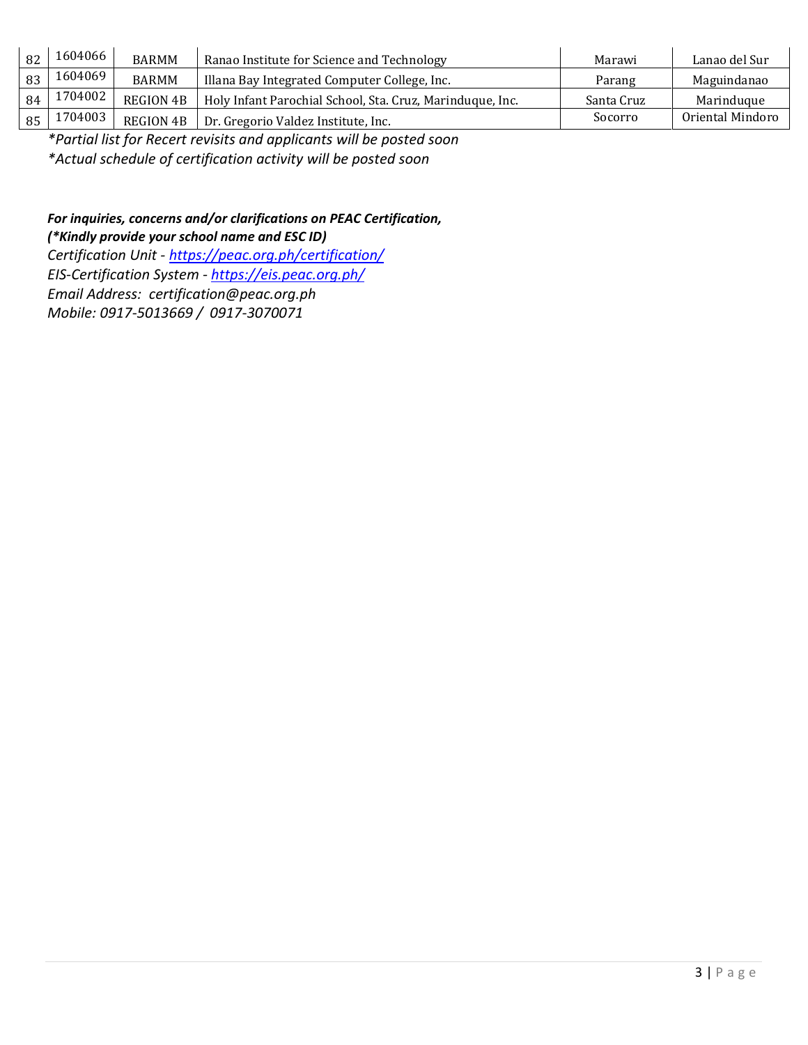| | | | | | |
|---|---|---|---|---|---|
| 82 | 1604066 | BARMM | Ranao Institute for Science and Technology | Marawi | Lanao del Sur |
| 83 | 1604069 | BARMM | Illana Bay Integrated Computer College, Inc. | Parang | Maguindanao |
| 84 | 1704002 | REGION 4B | Holy Infant Parochial School, Sta. Cruz, Marinduque, Inc. | Santa Cruz | Marinduque |
| 85 | 1704003 | REGION 4B | Dr. Gregorio Valdez Institute, Inc. | Socorro | Oriental Mindoro |

*\*Partial list for Recert revisits and applicants will be posted soon*

*\*Actual schedule of certification activity will be posted soon*

***For inquiries, concerns and/or clarifications on PEAC Certification,***
***(\*Kindly provide your school name and ESC ID)***
*Certification Unit - https://peac.org.ph/certification/*
*EIS-Certification System - https://eis.peac.org.ph/*
*Email Address: certification@peac.org.ph*
*Mobile: 0917-5013669 / 0917-3070071*